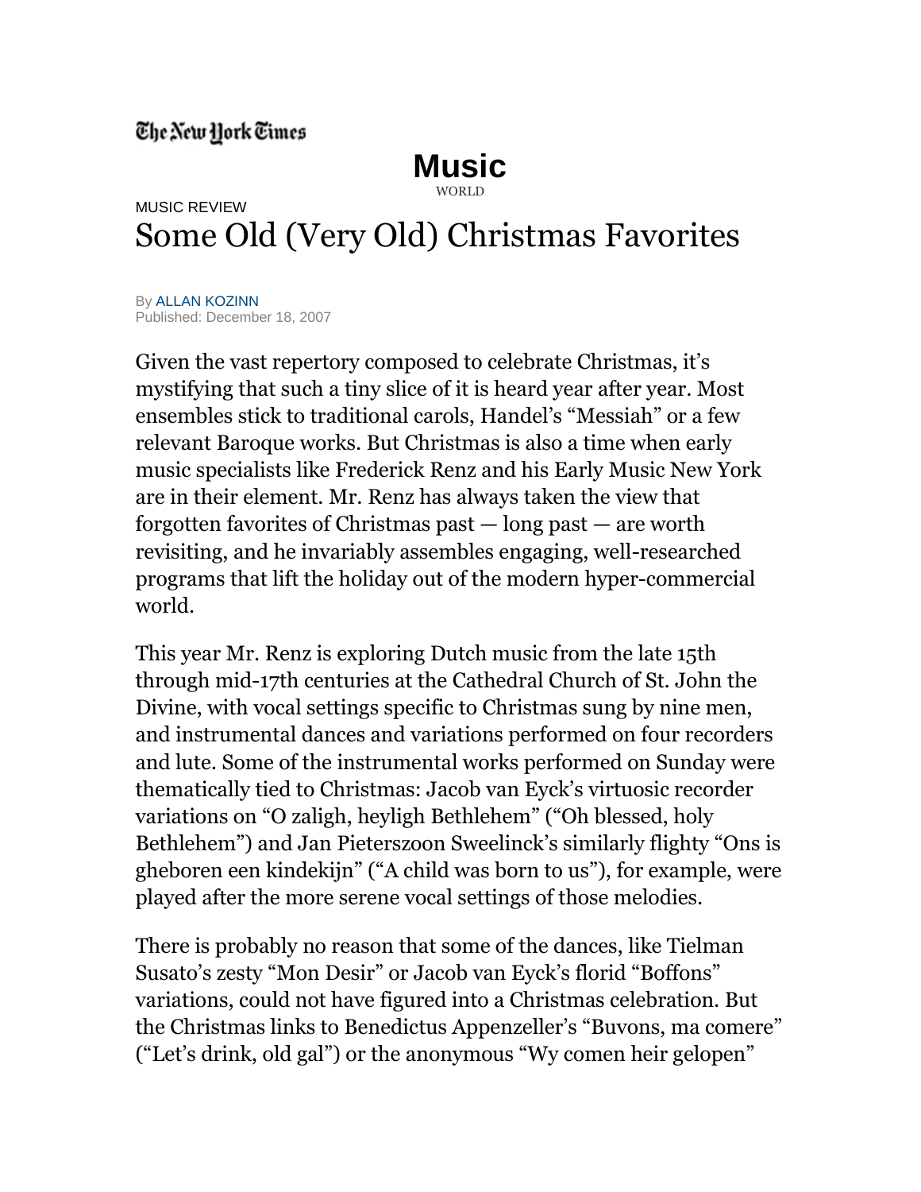The New York Times

# Music

WORLD

MUSIC REVIEW

## Some Old (Very Old) Christmas Favorites

By ALLAN KOZINN
Published: December 18, 2007

Given the vast repertory composed to celebrate Christmas, it's mystifying that such a tiny slice of it is heard year after year. Most ensembles stick to traditional carols, Handel's "Messiah" or a few relevant Baroque works. But Christmas is also a time when early music specialists like Frederick Renz and his Early Music New York are in their element. Mr. Renz has always taken the view that forgotten favorites of Christmas past — long past — are worth revisiting, and he invariably assembles engaging, well-researched programs that lift the holiday out of the modern hyper-commercial world.

This year Mr. Renz is exploring Dutch music from the late 15th through mid-17th centuries at the Cathedral Church of St. John the Divine, with vocal settings specific to Christmas sung by nine men, and instrumental dances and variations performed on four recorders and lute. Some of the instrumental works performed on Sunday were thematically tied to Christmas: Jacob van Eyck's virtuosic recorder variations on "O zaligh, heyligh Bethlehem" ("Oh blessed, holy Bethlehem") and Jan Pieterszoon Sweelinck's similarly flighty "Ons is gheboren een kindekijn" ("A child was born to us"), for example, were played after the more serene vocal settings of those melodies.

There is probably no reason that some of the dances, like Tielman Susato's zesty "Mon Desir" or Jacob van Eyck's florid "Boffons" variations, could not have figured into a Christmas celebration. But the Christmas links to Benedictus Appenzeller's "Buvons, ma comere" ("Let's drink, old gal") or the anonymous "Wy comen heir gelopen"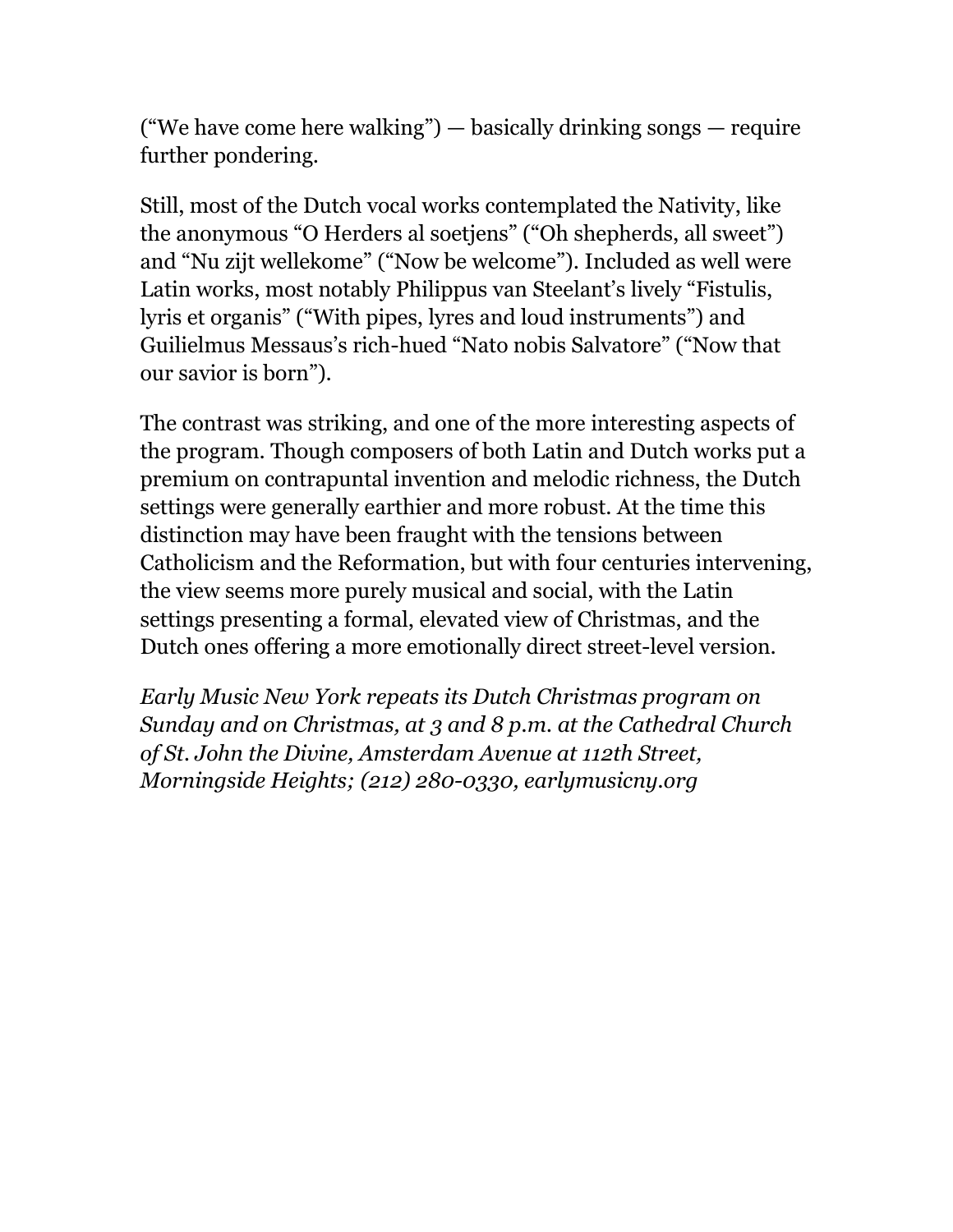("We have come here walking") — basically drinking songs — require further pondering.

Still, most of the Dutch vocal works contemplated the Nativity, like the anonymous "O Herders al soetjens" ("Oh shepherds, all sweet") and "Nu zijt wellekome" ("Now be welcome"). Included as well were Latin works, most notably Philippus van Steelant's lively "Fistulis, lyris et organis" ("With pipes, lyres and loud instruments") and Guilielmus Messaus's rich-hued "Nato nobis Salvatore" ("Now that our savior is born").

The contrast was striking, and one of the more interesting aspects of the program. Though composers of both Latin and Dutch works put a premium on contrapuntal invention and melodic richness, the Dutch settings were generally earthier and more robust. At the time this distinction may have been fraught with the tensions between Catholicism and the Reformation, but with four centuries intervening, the view seems more purely musical and social, with the Latin settings presenting a formal, elevated view of Christmas, and the Dutch ones offering a more emotionally direct street-level version.

*Early Music New York repeats its Dutch Christmas program on Sunday and on Christmas, at 3 and 8 p.m. at the Cathedral Church of St. John the Divine, Amsterdam Avenue at 112th Street, Morningside Heights; (212) 280-0330, earlymusicny.org*